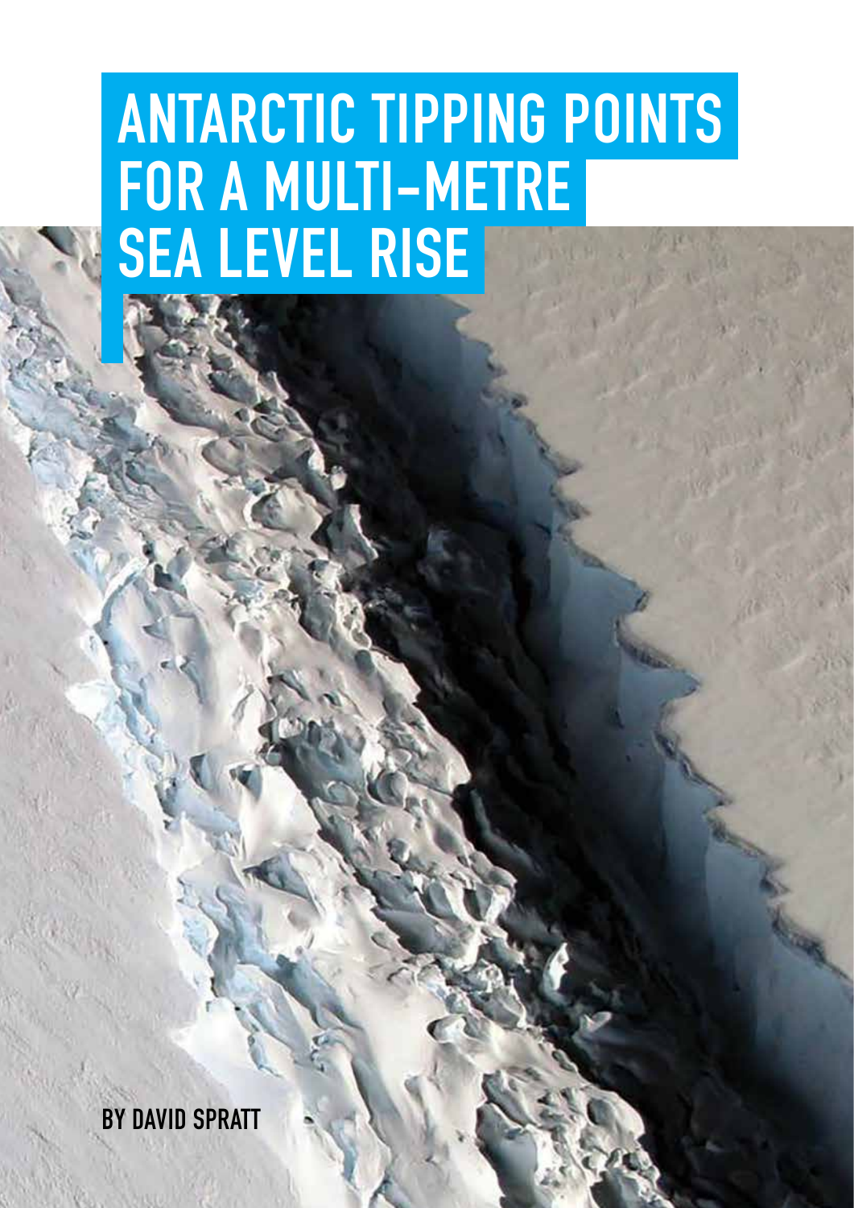# ANTARCTIC TIPPING POINTS FOR A MULTI-METRE SEA LEVEL RISE

BY DAVID SPRATT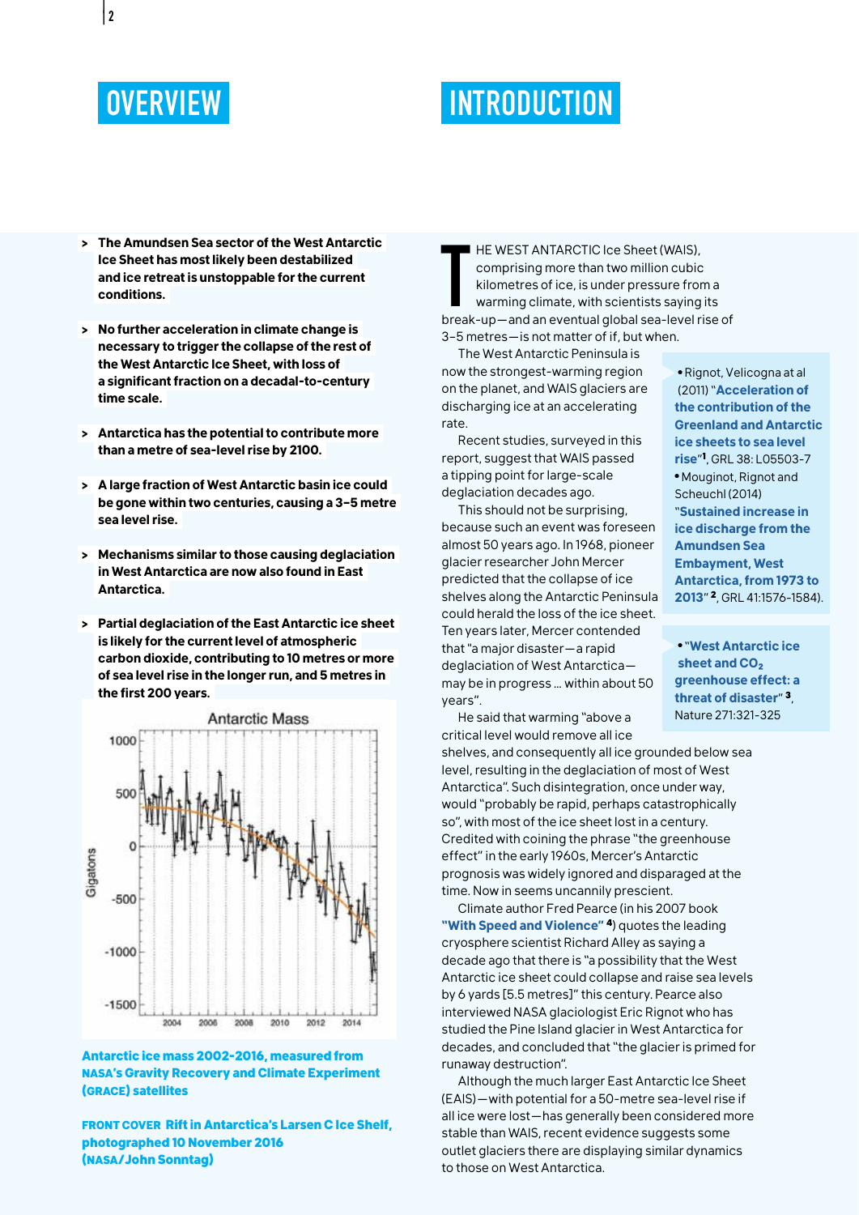# OVERVIEW

- **The Amundsen Sea sector of the West Antarctic Ice Sheet has most likely been destabilized and ice retreat is unstoppable for the current conditions.**
- **No further acceleration in climate change is necessary to trigger the collapse of the rest of the West Antarctic Ice Sheet, with loss of a significant fraction on a decadal-to-century time scale.**
- **Antarctica has the potential to contribute more than a metre of sea-level rise by 2100.**
- **A large fraction of West Antarctic basin ice could be gone within two centuries, causing a 3–5 metre sea level rise.**
- **Mechanisms similar to those causing deglaciation in West Antarctica are now also found in East Antarctica.**
- **Partial deglaciation of the East Antarctic ice sheet is likely for the current level of atmospheric carbon dioxide, contributing to 10 metres or more of sea level rise in the longer run, and 5 metres in the first 200 years.**

**Antarctic ice mass 2002-2016, measured from NASA's Gravity Recovery and Climate Experiment (GRACE) satellites**

**FRONT COVER Rift in Antarctica's Larsen C Ice Shelf, photographed 10 November 2016 (NASA/John Sonntag)**

# INTRODUCTION

THE WEST ANTARCTIC Ice Sheet (WAIS), comprising more than two million cubic kilometres of ice, is under pressure from a warming climate, with scientists saying its break-up—and an eventual global sea-level rise of 3–5 metres—is not matter of if, but when.

The West Antarctic Peninsula is now the strongest-warming region on the planet, and WAIS glaciers are discharging ice at an accelerating rate.

Recent studies, surveyed in this report, suggest that WAIS passed a tipping point for large-scale deglaciation decades ago.

This should not be surprising, because such an event was foreseen almost 50 years ago. In 1968, pioneer glacier researcher John Mercer predicted that the collapse of ice shelves along the Antarctic Peninsula could herald the loss of the ice sheet. Ten years later, Mercer contended that "a major disaster—a rapid deglaciation of West Antarctica—may be in progress ... within about 50 years".

He said that warming "above a critical level would remove all ice shelves, and consequently all ice grounded below sea level, resulting in the deglaciation of most of West Antarctica". Such disintegration, once under way, would "probably be rapid, perhaps catastrophically so", with most of the ice sheet lost in a century. Credited with coining the phrase "the greenhouse effect" in the early 1960s, Mercer's Antarctic prognosis was widely ignored and disparaged at the time. Now in seems uncannily prescient.

Climate author Fred Pearce (in his 2007 book **"With Speed and Violence"** [4]) quotes the leading cryosphere scientist Richard Alley as saying a decade ago that there is "a possibility that the West Antarctic ice sheet could collapse and raise sea levels by 6 yards [5.5 metres]" this century. Pearce also interviewed NASA glaciologist Eric Rignot who has studied the Pine Island glacier in West Antarctica for decades, and concluded that "the glacier is primed for runaway destruction".

Although the much larger East Antarctic Ice Sheet (EAIS)—with potential for a 50-metre sea-level rise if all ice were lost—has generally been considered more stable than WAIS, recent evidence suggests some outlet glaciers there are displaying similar dynamics to those on West Antarctica.

- Rignot, Velicogna at al (2011) **"Acceleration of the contribution of the Greenland and Antarctic ice sheets to sea level rise"** [1], GRL 38: L05503-7
- Mouginot, Rignot and Scheuchl (2014) **"Sustained increase in ice discharge from the Amundsen Sea Embayment, West Antarctica, from 1973 to 2013"** [2], GRL 41:1576-1584).

- **"West Antarctic ice sheet and $CO_2$ greenhouse effect: a threat of disaster"** [3], Nature 271:321-325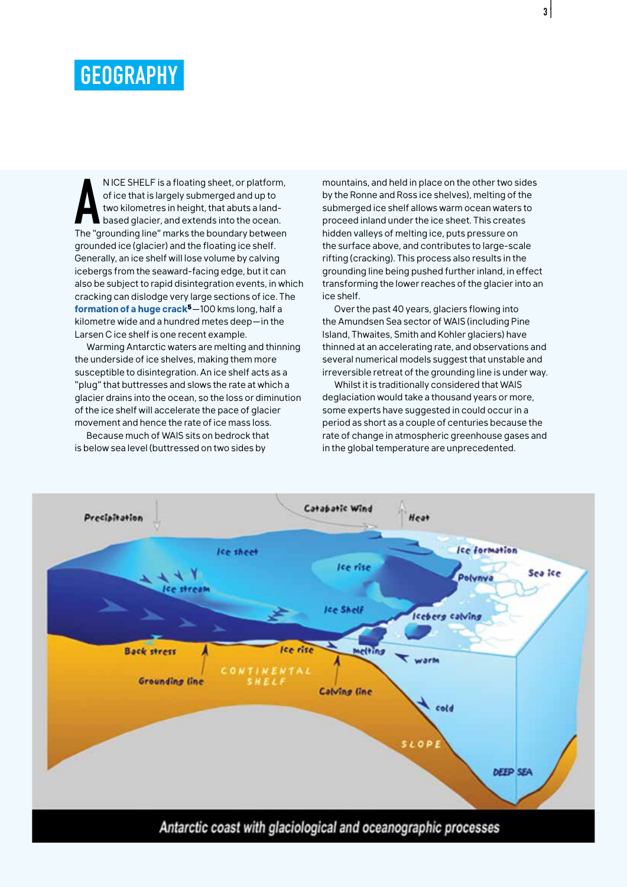# GEOGRAPHY

AN ICE SHELF is a floating sheet, or platform, of ice that is largely submerged and up to two kilometres in height, that abuts a land-based glacier, and extends into the ocean. The "grounding line" marks the boundary between grounded ice (glacier) and the floating ice shelf. Generally, an ice shelf will lose volume by calving icebergs from the seaward-facing edge, but it can also be subject to rapid disintegration events, in which cracking can dislodge very large sections of ice. The **formation of a huge crack**[5]—100 kms long, half a kilometre wide and a hundred metes deep—in the Larsen C ice shelf is one recent example.

Warming Antarctic waters are melting and thinning the underside of ice shelves, making them more susceptible to disintegration. An ice shelf acts as a "plug" that buttresses and slows the rate at which a glacier drains into the ocean, so the loss or diminution of the ice shelf will accelerate the pace of glacier movement and hence the rate of ice mass loss.

Because much of WAIS sits on bedrock that is below sea level (buttressed on two sides by mountains, and held in place on the other two sides by the Ronne and Ross ice shelves), melting of the submerged ice shelf allows warm ocean waters to proceed inland under the ice sheet. This creates hidden valleys of melting ice, puts pressure on the surface above, and contributes to large-scale rifting (cracking). This process also results in the grounding line being pushed further inland, in effect transforming the lower reaches of the glacier into an ice shelf.

Over the past 40 years, glaciers flowing into the Amundsen Sea sector of WAIS (including Pine Island, Thwaites, Smith and Kohler glaciers) have thinned at an accelerating rate, and observations and several numerical models suggest that unstable and irreversible retreat of the grounding line is under way.

Whilst it is traditionally considered that WAIS deglaciation would take a thousand years or more, some experts have suggested in could occur in a period as short as a couple of centuries because the rate of change in atmospheric greenhouse gases and in the global temperature are unprecedented.

Antarctic coast with glaciological and oceanographic processes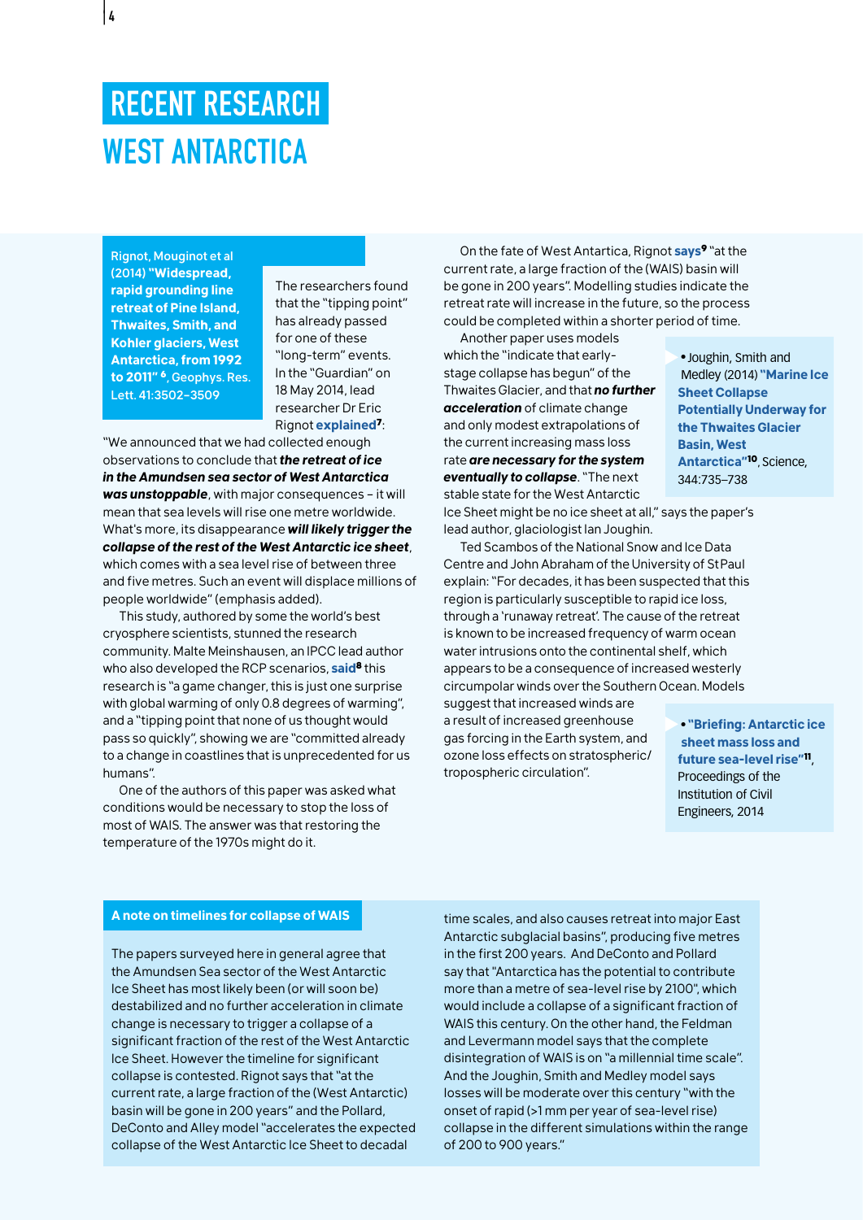# RECENT RESEARCH
## WEST ANTARCTICA

Rignot, Mouginot et al (2014) **"Widespread, rapid grounding line retreat of Pine Island, Thwaites, Smith, and Kohler glaciers, West Antarctica, from 1992 to 2011"** [6], Geophys. Res. Lett. 41:3502–3509

The researchers found that the "tipping point" has already passed for one of these "long-term" events. In the "Guardian" on 18 May 2014, lead researcher Dr Eric Rignot **explained**[7]:

"We announced that we had collected enough observations to conclude that ***the retreat of ice in the Amundsen sea sector of West Antarctica was unstoppable***, with major consequences – it will mean that sea levels will rise one metre worldwide. What's more, its disappearance ***will likely trigger the collapse of the rest of the West Antarctic ice sheet***, which comes with a sea level rise of between three and five metres. Such an event will displace millions of people worldwide" (emphasis added).

This study, authored by some the world's best cryosphere scientists, stunned the research community. Malte Meinshausen, an IPCC lead author who also developed the RCP scenarios, **said**[8] this research is "a game changer, this is just one surprise with global warming of only 0.8 degrees of warming", and a "tipping point that none of us thought would pass so quickly", showing we are "committed already to a change in coastlines that is unprecedented for us humans".

One of the authors of this paper was asked what conditions would be necessary to stop the loss of most of WAIS. The answer was that restoring the temperature of the 1970s might do it.

On the fate of West Antartica, Rignot **says**[9] "at the current rate, a large fraction of the (WAIS) basin will be gone in 200 years". Modelling studies indicate the retreat rate will increase in the future, so the process could be completed within a shorter period of time.

- Joughin, Smith and Medley (2014) **"Marine Ice Sheet Collapse Potentially Underway for the Thwaites Glacier Basin, West Antarctica"**[10], Science, 344:735–738

Another paper uses models which the "indicate that early-stage collapse has begun" of the Thwaites Glacier, and that ***no further acceleration*** of climate change and only modest extrapolations of the current increasing mass loss rate ***are necessary for the system eventually to collapse***. "The next stable state for the West Antarctic Ice Sheet might be no ice sheet at all," says the paper's lead author, glaciologist Ian Joughin.

- **"Briefing: Antarctic ice sheet mass loss and future sea-level rise"**[11], Proceedings of the Institution of Civil Engineers, 2014

Ted Scambos of the National Snow and Ice Data Centre and John Abraham of the University of St Paul explain: "For decades, it has been suspected that this region is particularly susceptible to rapid ice loss, through a 'runaway retreat'. The cause of the retreat is known to be increased frequency of warm ocean water intrusions onto the continental shelf, which appears to be a consequence of increased westerly circumpolar winds over the Southern Ocean. Models suggest that increased winds are a result of increased greenhouse gas forcing in the Earth system, and ozone loss effects on stratospheric/tropospheric circulation".

### A note on timelines for collapse of WAIS

The papers surveyed here in general agree that the Amundsen Sea sector of the West Antarctic Ice Sheet has most likely been (or will soon be) destabilized and no further acceleration in climate change is necessary to trigger a collapse of a significant fraction of the rest of the West Antarctic Ice Sheet. However the timeline for significant collapse is contested. Rignot says that "at the current rate, a large fraction of the (West Antarctic) basin will be gone in 200 years" and the Pollard, DeConto and Alley model "accelerates the expected collapse of the West Antarctic Ice Sheet to decadal time scales, and also causes retreat into major East Antarctic subglacial basins", producing five metres in the first 200 years. And DeConto and Pollard say that "Antarctica has the potential to contribute more than a metre of sea-level rise by 2100", which would include a collapse of a significant fraction of WAIS this century. On the other hand, the Feldman and Levermann model says that the complete disintegration of WAIS is on "a millennial time scale". And the Joughin, Smith and Medley model says losses will be moderate over this century "with the onset of rapid (>1 mm per year of sea-level rise) collapse in the different simulations within the range of 200 to 900 years."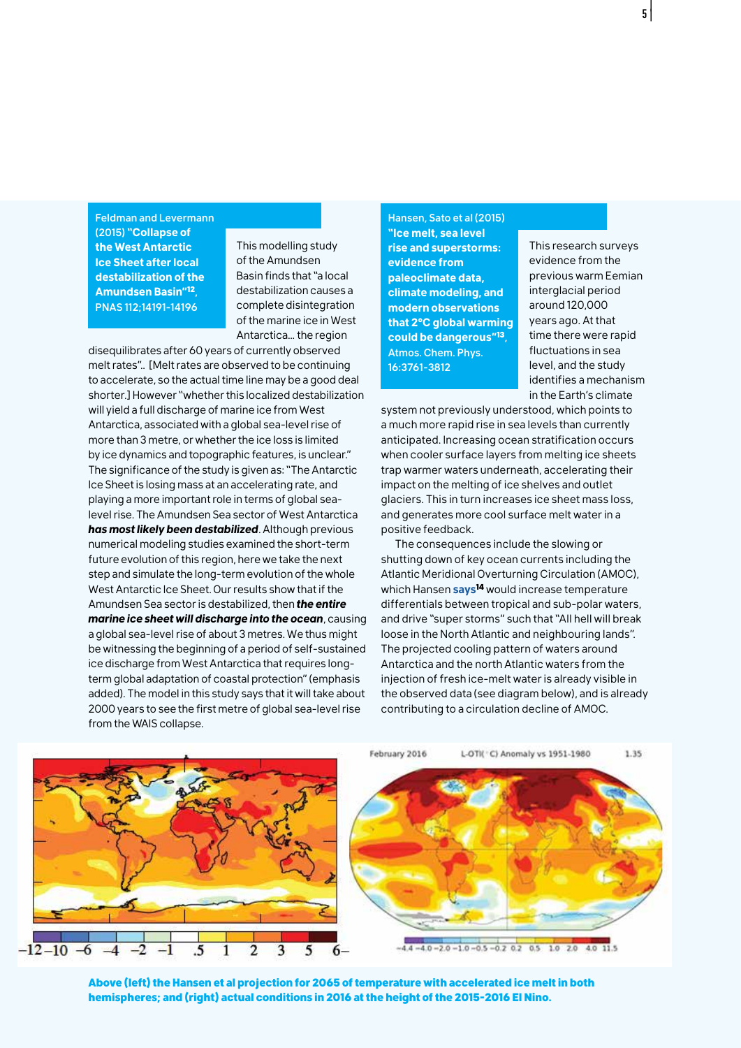**Feldman and Levermann (2015) "Collapse of the West Antarctic Ice Sheet after local destabilization of the Amundsen Basin"[12], PNAS 112;14191-14196**

This modelling study of the Amundsen Basin finds that "a local destabilization causes a complete disintegration of the marine ice in West Antarctica… the region disequilibrates after 60 years of currently observed melt rates". [Melt rates are observed to be continuing to accelerate, so the actual time line may be a good deal shorter.] However "whether this localized destabilization will yield a full discharge of marine ice from West Antarctica, associated with a global sea-level rise of more than 3 metre, or whether the ice loss is limited by ice dynamics and topographic features, is unclear." The significance of the study is given as: "The Antarctic Ice Sheet is losing mass at an accelerating rate, and playing a more important role in terms of global sea-level rise. The Amundsen Sea sector of West Antarctica ***has most likely been destabilized***. Although previous numerical modeling studies examined the short-term future evolution of this region, here we take the next step and simulate the long-term evolution of the whole West Antarctic Ice Sheet. Our results show that if the Amundsen Sea sector is destabilized, then ***the entire marine ice sheet will discharge into the ocean***, causing a global sea-level rise of about 3 metres. We thus might be witnessing the beginning of a period of self-sustained ice discharge from West Antarctica that requires long-term global adaptation of coastal protection" (emphasis added). The model in this study says that it will take about 2000 years to see the first metre of global sea-level rise from the WAIS collapse.

**Hansen, Sato et al (2015) "Ice melt, sea level rise and superstorms: evidence from paleoclimate data, climate modeling, and modern observations that 2°C global warming could be dangerous"[13], Atmos. Chem. Phys. 16:3761-3812**

This research surveys evidence from the previous warm Eemian interglacial period around 120,000 years ago. At that time there were rapid fluctuations in sea level, and the study identifies a mechanism in the Earth's climate system not previously understood, which points to a much more rapid rise in sea levels than currently anticipated. Increasing ocean stratification occurs when cooler surface layers from melting ice sheets trap warmer waters underneath, accelerating their impact on the melting of ice shelves and outlet glaciers. This in turn increases ice sheet mass loss, and generates more cool surface melt water in a positive feedback.

The consequences include the slowing or shutting down of key ocean currents including the Atlantic Meridional Overturning Circulation (AMOC), which Hansen **says**[14] would increase temperature differentials between tropical and sub-polar waters, and drive "super storms" such that "All hell will break loose in the North Atlantic and neighbouring lands". The projected cooling pattern of waters around Antarctica and the north Atlantic waters from the injection of fresh ice-melt water is already visible in the observed data (see diagram below), and is already contributing to a circulation decline of AMOC.

**Above (left) the Hansen et al projection for 2065 of temperature with accelerated ice melt in both hemispheres; and (right) actual conditions in 2016 at the height of the 2015-2016 El Nino.**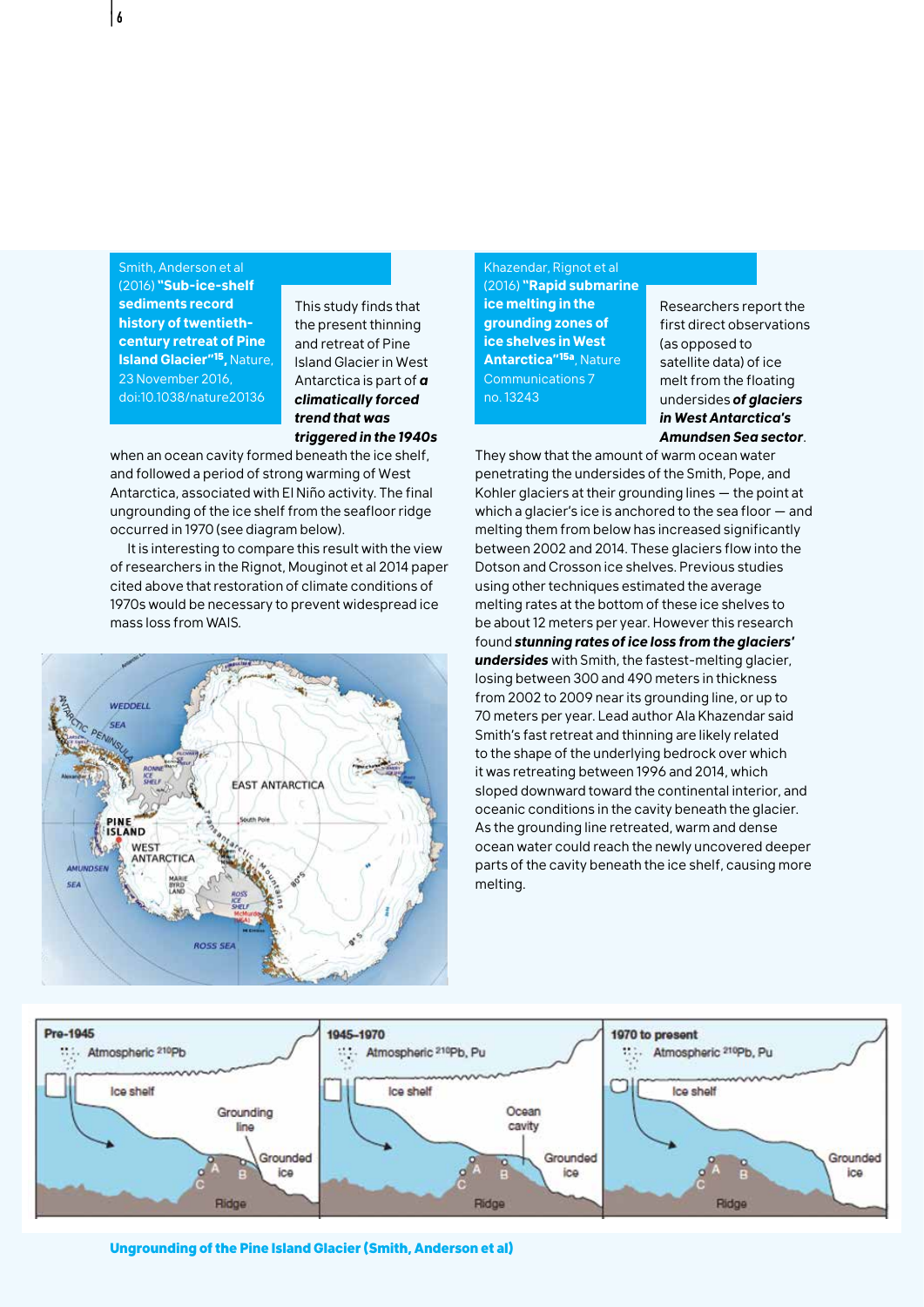Smith, Anderson et al (2016) **"Sub-ice-shelf sediments record history of twentieth-century retreat of Pine Island Glacier"[15]**, Nature, 23 November 2016, doi:10.1038/nature20136

This study finds that the present thinning and retreat of Pine Island Glacier in West Antarctica is part of ***a climatically forced trend that was triggered in the 1940s*** when an ocean cavity formed beneath the ice shelf, and followed a period of strong warming of West Antarctica, associated with El Niño activity. The final ungrounding of the ice shelf from the seafloor ridge occurred in 1970 (see diagram below).

It is interesting to compare this result with the view of researchers in the Rignot, Mouginot et al 2014 paper cited above that restoration of climate conditions of 1970s would be necessary to prevent widespread ice mass loss from WAIS.

Khazendar, Rignot et al (2016) **"Rapid submarine ice melting in the grounding zones of ice shelves in West Antarctica"[15a]**, Nature Communications 7 no. 13243

Researchers report the first direct observations (as opposed to satellite data) of ice melt from the floating undersides ***of glaciers in West Antarctica's Amundsen Sea sector***. They show that the amount of warm ocean water penetrating the undersides of the Smith, Pope, and Kohler glaciers at their grounding lines — the point at which a glacier's ice is anchored to the sea floor — and melting them from below has increased significantly between 2002 and 2014. These glaciers flow into the Dotson and Crosson ice shelves. Previous studies using other techniques estimated the average melting rates at the bottom of these ice shelves to be about 12 meters per year. However this research found ***stunning rates of ice loss from the glaciers' undersides*** with Smith, the fastest-melting glacier, losing between 300 and 490 meters in thickness from 2002 to 2009 near its grounding line, or up to 70 meters per year. Lead author Ala Khazendar said Smith's fast retreat and thinning are likely related to the shape of the underlying bedrock over which it was retreating between 1996 and 2014, which sloped downward toward the continental interior, and oceanic conditions in the cavity beneath the glacier. As the grounding line retreated, warm and dense ocean water could reach the newly uncovered deeper parts of the cavity beneath the ice shelf, causing more melting.

**Ungrounding of the Pine Island Glacier (Smith, Anderson et al)**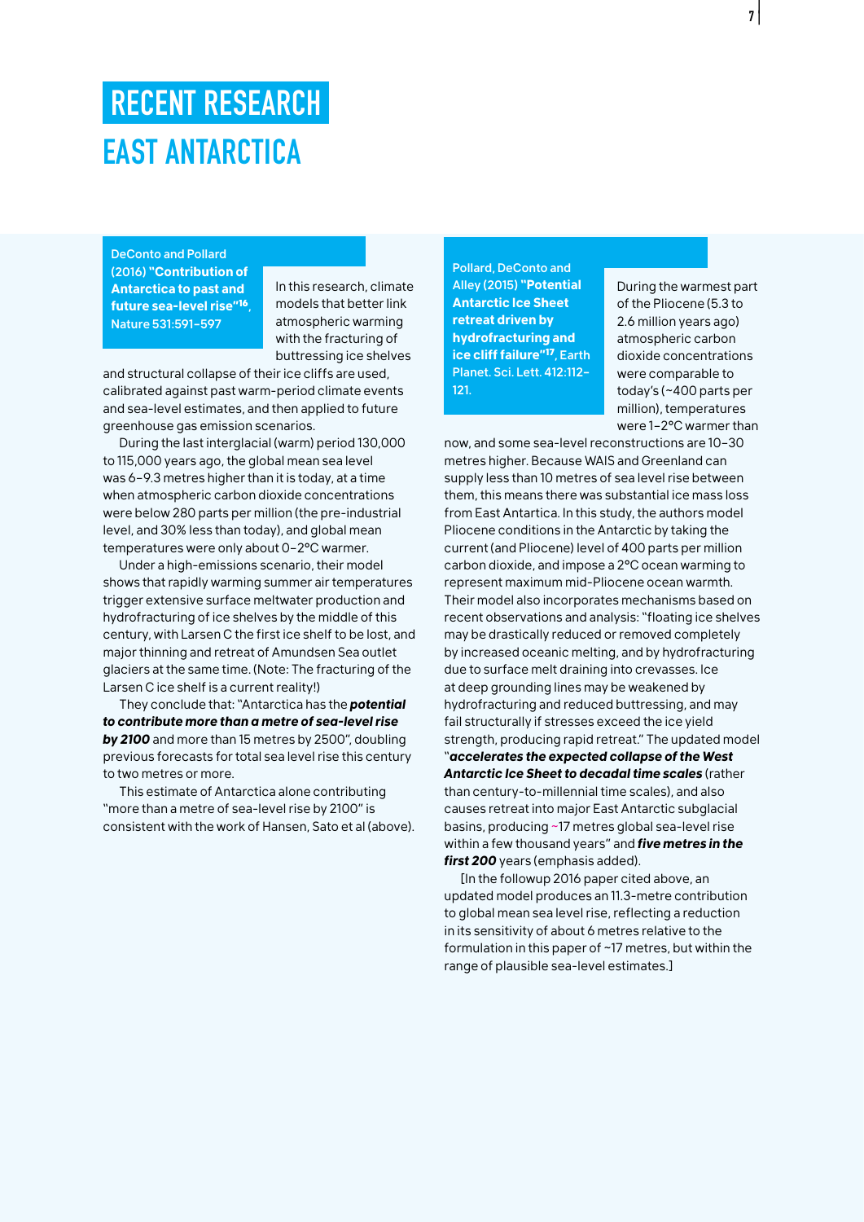# RECENT RESEARCH

## EAST ANTARCTICA

**DeConto and Pollard (2016) "Contribution of Antarctica to past and future sea-level rise"[16], Nature 531:591–597**

In this research, climate models that better link atmospheric warming with the fracturing of buttressing ice shelves and structural collapse of their ice cliffs are used, calibrated against past warm-period climate events and sea-level estimates, and then applied to future greenhouse gas emission scenarios.

During the last interglacial (warm) period 130,000 to 115,000 years ago, the global mean sea level was 6–9.3 metres higher than it is today, at a time when atmospheric carbon dioxide concentrations were below 280 parts per million (the pre-industrial level, and 30% less than today), and global mean temperatures were only about 0–2°C warmer.

Under a high-emissions scenario, their model shows that rapidly warming summer air temperatures trigger extensive surface meltwater production and hydrofracturing of ice shelves by the middle of this century, with Larsen C the first ice shelf to be lost, and major thinning and retreat of Amundsen Sea outlet glaciers at the same time. (Note: The fracturing of the Larsen C ice shelf is a current reality!)

They conclude that: "Antarctica has the ***potential to contribute more than a metre of sea-level rise by 2100*** and more than 15 metres by 2500", doubling previous forecasts for total sea level rise this century to two metres or more.

This estimate of Antarctica alone contributing "more than a metre of sea-level rise by 2100" is consistent with the work of Hansen, Sato et al (above).

**Pollard, DeConto and Alley (2015) "Potential Antarctic Ice Sheet retreat driven by hydrofracturing and ice cliff failure"[17], Earth Planet. Sci. Lett. 412:112–121.**

During the warmest part of the Pliocene (5.3 to 2.6 million years ago) atmospheric carbon dioxide concentrations were comparable to today's (~400 parts per million), temperatures were 1–2°C warmer than now, and some sea-level reconstructions are 10–30 metres higher. Because WAIS and Greenland can supply less than 10 metres of sea level rise between them, this means there was substantial ice mass loss from East Antartica. In this study, the authors model Pliocene conditions in the Antarctic by taking the current (and Pliocene) level of 400 parts per million carbon dioxide, and impose a 2°C ocean warming to represent maximum mid-Pliocene ocean warmth. Their model also incorporates mechanisms based on recent observations and analysis: "floating ice shelves may be drastically reduced or removed completely by increased oceanic melting, and by hydrofracturing due to surface melt draining into crevasses. Ice at deep grounding lines may be weakened by hydrofracturing and reduced buttressing, and may fail structurally if stresses exceed the ice yield strength, producing rapid retreat." The updated model "***accelerates the expected collapse of the West Antarctic Ice Sheet to decadal time scales*** (rather than century-to-millennial time scales), and also causes retreat into major East Antarctic subglacial basins, producing ~17 metres global sea-level rise within a few thousand years" and ***five metres in the first 200*** years (emphasis added).

[In the followup 2016 paper cited above, an updated model produces an 11.3-metre contribution to global mean sea level rise, reflecting a reduction in its sensitivity of about 6 metres relative to the formulation in this paper of ~17 metres, but within the range of plausible sea-level estimates.]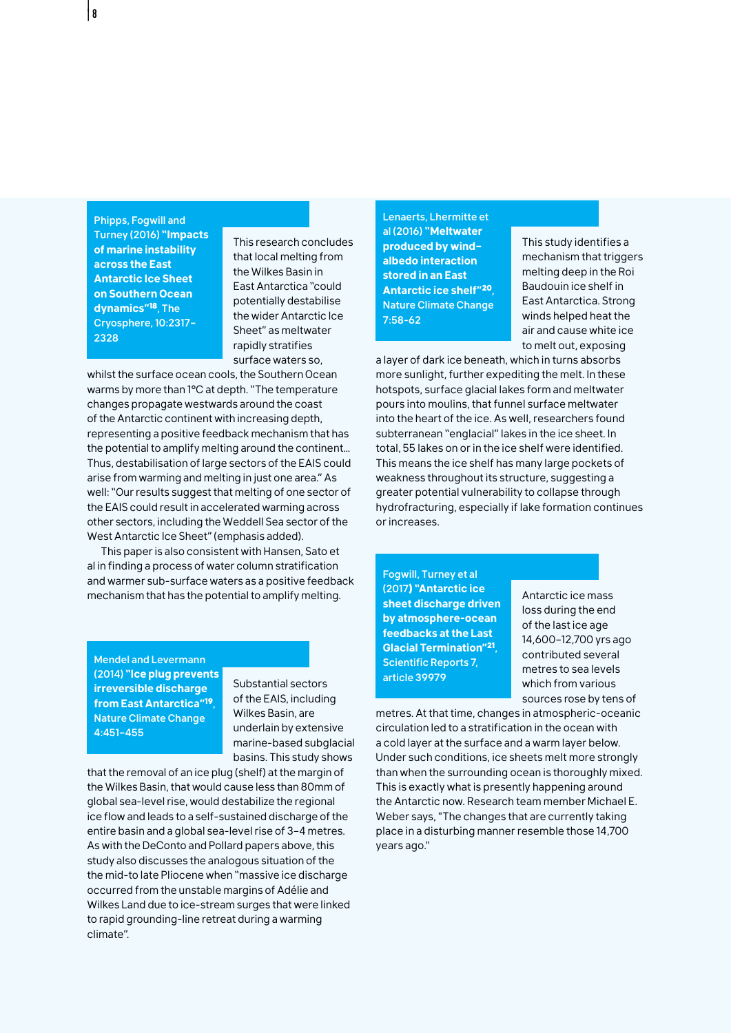**Phipps, Fogwill and Turney (2016) "Impacts of marine instability across the East Antarctic Ice Sheet on Southern Ocean dynamics"[18], The Cryosphere, 10:2317–2328**

This research concludes that local melting from the Wilkes Basin in East Antarctica "could potentially destabilise the wider Antarctic Ice Sheet" as meltwater rapidly stratifies surface waters so, whilst the surface ocean cools, the Southern Ocean warms by more than 1°C at depth. "The temperature changes propagate westwards around the coast of the Antarctic continent with increasing depth, representing a positive feedback mechanism that has the potential to amplify melting around the continent… Thus, destabilisation of large sectors of the EAIS could arise from warming and melting in just one area." As well: "Our results suggest that melting of one sector of the EAIS could result in accelerated warming across other sectors, including the Weddell Sea sector of the West Antarctic Ice Sheet" (emphasis added).

This paper is also consistent with Hansen, Sato et al in finding a process of water column stratification and warmer sub-surface waters as a positive feedback mechanism that has the potential to amplify melting.

**Mendel and Levermann (2014) "Ice plug prevents irreversible discharge from East Antarctica"[19], Nature Climate Change 4:451-455**

Substantial sectors of the EAIS, including Wilkes Basin, are underlain by extensive marine-based subglacial basins. This study shows that the removal of an ice plug (shelf) at the margin of the Wilkes Basin, that would cause less than 80mm of global sea-level rise, would destabilize the regional ice flow and leads to a self-sustained discharge of the entire basin and a global sea-level rise of 3–4 metres. As with the DeConto and Pollard papers above, this study also discusses the analogous situation of the the mid-to late Pliocene when "massive ice discharge occurred from the unstable margins of Adélie and Wilkes Land due to ice-stream surges that were linked to rapid grounding-line retreat during a warming climate".

**Lenaerts, Lhermitte et al (2016) "Meltwater produced by wind-albedo interaction stored in an East Antarctic ice shelf"[20], Nature Climate Change 7:58-62**

This study identifies a mechanism that triggers melting deep in the Roi Baudouin ice shelf in East Antarctica. Strong winds helped heat the air and cause white ice to melt out, exposing a layer of dark ice beneath, which in turns absorbs more sunlight, further expediting the melt. In these hotspots, surface glacial lakes form and meltwater pours into moulins, that funnel surface meltwater into the heart of the ice. As well, researchers found subterranean "englacial" lakes in the ice sheet. In total, 55 lakes on or in the ice shelf were identified. This means the ice shelf has many large pockets of weakness throughout its structure, suggesting a greater potential vulnerability to collapse through hydrofracturing, especially if lake formation continues or increases.

**Fogwill, Turney et al (2017) "Antarctic ice sheet discharge driven by atmosphere-ocean feedbacks at the Last Glacial Termination"[21], Scientific Reports 7, article 39979**

Antarctic ice mass loss during the end of the last ice age 14,600–12,700 yrs ago contributed several metres to sea levels which from various sources rose by tens of metres. At that time, changes in atmospheric-oceanic circulation led to a stratification in the ocean with a cold layer at the surface and a warm layer below. Under such conditions, ice sheets melt more strongly than when the surrounding ocean is thoroughly mixed. This is exactly what is presently happening around the Antarctic now. Research team member Michael E. Weber says, "The changes that are currently taking place in a disturbing manner resemble those 14,700 years ago."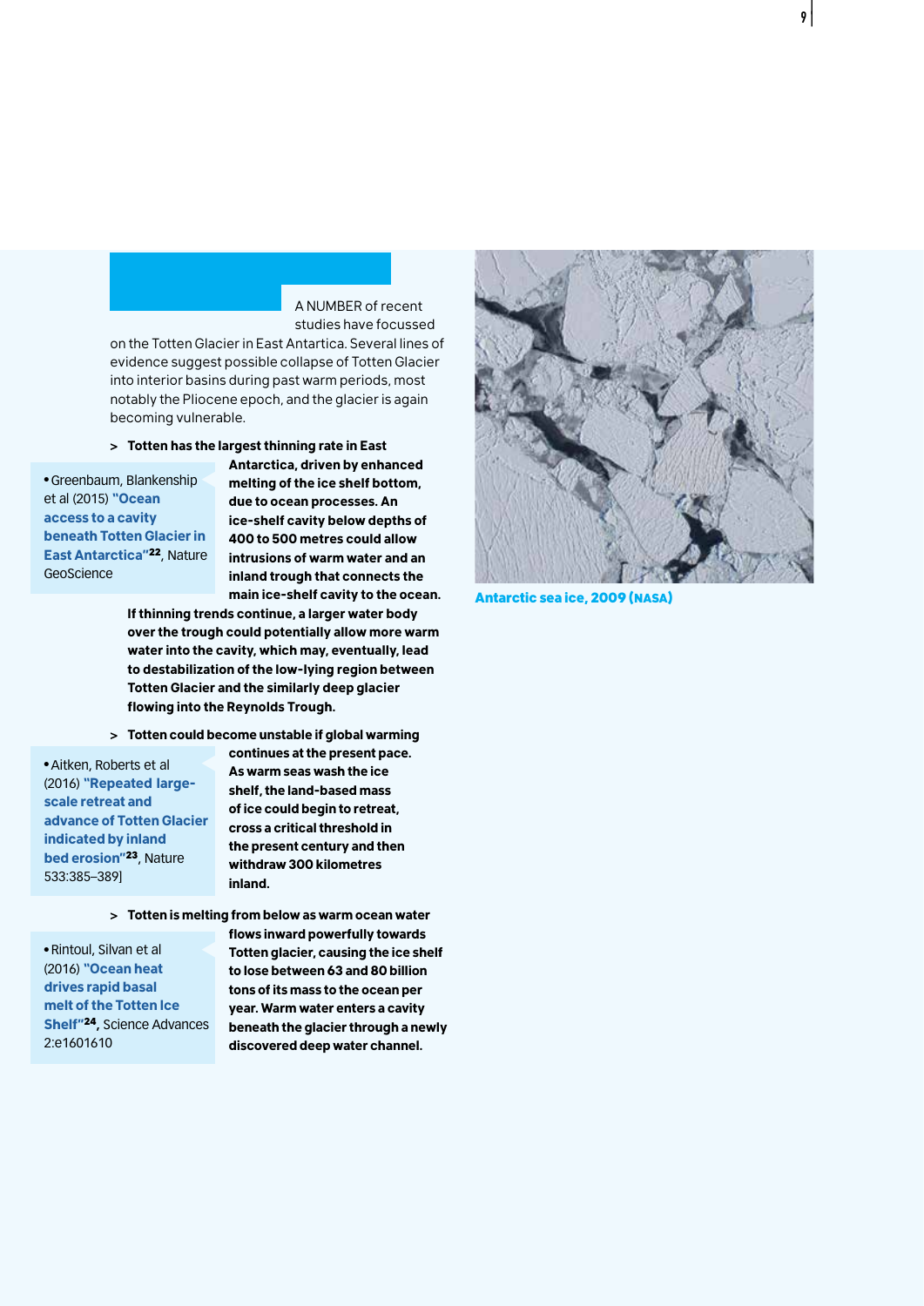A NUMBER of recent studies have focussed on the Totten Glacier in East Antartica. Several lines of evidence suggest possible collapse of Totten Glacier into interior basins during past warm periods, most notably the Pliocene epoch, and the glacier is again becoming vulnerable.

> **Totten has the largest thinning rate in East Antarctica, driven by enhanced melting of the ice shelf bottom, due to ocean processes. An ice-shelf cavity below depths of 400 to 500 metres could allow intrusions of warm water and an inland trough that connects the main ice-shelf cavity to the ocean. If thinning trends continue, a larger water body over the trough could potentially allow more warm water into the cavity, which may, eventually, lead to destabilization of the low-lying region between Totten Glacier and the similarly deep glacier flowing into the Reynolds Trough.**

- Greenbaum, Blankenship et al (2015) **"Ocean access to a cavity beneath Totten Glacier in East Antarctica"**[22], Nature GeoScience

> **Totten could become unstable if global warming continues at the present pace. As warm seas wash the ice shelf, the land-based mass of ice could begin to retreat, cross a critical threshold in the present century and then withdraw 300 kilometres inland.**

- Aitken, Roberts et al (2016) **"Repeated large-scale retreat and advance of Totten Glacier indicated by inland bed erosion"**[23], Nature 533:385–389]

> **Totten is melting from below as warm ocean water flows inward powerfully towards Totten glacier, causing the ice shelf to lose between 63 and 80 billion tons of its mass to the ocean per year. Warm water enters a cavity beneath the glacier through a newly discovered deep water channel.**

- Rintoul, Silvan et al (2016) **"Ocean heat drives rapid basal melt of the Totten Ice Shelf"**[24], Science Advances 2:e1601610

Antarctic sea ice, 2009 (NASA)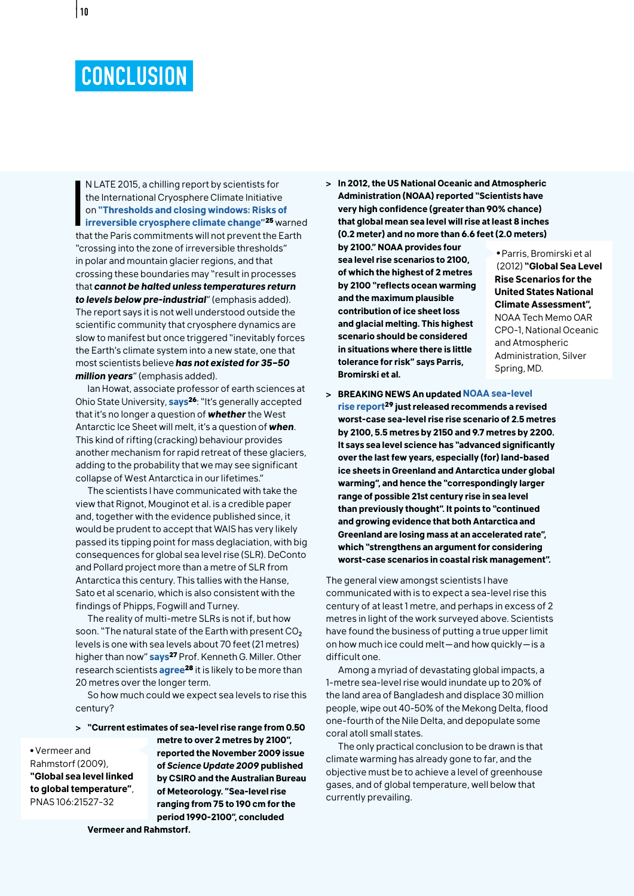# CONCLUSION

IN LATE 2015, a chilling report by scientists for the International Cryosphere Climate Initiative on **"Thresholds and closing windows: Risks of irreversible cryosphere climate change"**[25] warned that the Paris commitments will not prevent the Earth "crossing into the zone of irreversible thresholds" in polar and mountain glacier regions, and that crossing these boundaries may "result in processes that ***cannot be halted unless temperatures return to levels below pre-industrial***" (emphasis added). The report says it is not well understood outside the scientific community that cryosphere dynamics are slow to manifest but once triggered "inevitably forces the Earth's climate system into a new state, one that most scientists believe ***has not existed for 35–50 million years***" (emphasis added).

Ian Howat, associate professor of earth sciences at Ohio State University, **says**[26]: "It's generally accepted that it's no longer a question of ***whether*** the West Antarctic Ice Sheet will melt, it's a question of ***when***. This kind of rifting (cracking) behaviour provides another mechanism for rapid retreat of these glaciers, adding to the probability that we may see significant collapse of West Antarctica in our lifetimes."

The scientists I have communicated with take the view that Rignot, Mouginot et al. is a credible paper and, together with the evidence published since, it would be prudent to accept that WAIS has very likely passed its tipping point for mass deglaciation, with big consequences for global sea level rise (SLR). DeConto and Pollard project more than a metre of SLR from Antarctica this century. This tallies with the Hanse, Sato et al scenario, which is also consistent with the findings of Phipps, Fogwill and Turney.

The reality of multi-metre SLRs is not if, but how soon. "The natural state of the Earth with present $CO_2$ levels is one with sea levels about 70 feet (21 metres) higher than now" **says**[27] Prof. Kenneth G. Miller. Other research scientists **agree**[28] it is likely to be more than 20 metres over the longer term.

So how much could we expect sea levels to rise this century?

> **"Current estimates of sea-level rise range from 0.50 metre to over 2 metres by 2100", reported the November 2009 issue of *Science Update 2009* published by CSIRO and the Australian Bureau of Meteorology. "Sea-level rise ranging from 75 to 190 cm for the period 1990-2100", concluded Vermeer and Rahmstorf.**

- Vermeer and Rahmstorf (2009), **"Global sea level linked to global temperature"**, PNAS 106:21527-32

> **In 2012, the US National Oceanic and Atmospheric Administration (NOAA) reported "Scientists have very high confidence (greater than 90% chance) that global mean sea level will rise at least 8 inches (0.2 meter) and no more than 6.6 feet (2.0 meters) by 2100." NOAA provides four sea level rise scenarios to 2100, of which the highest of 2 metres by 2100 "reflects ocean warming and the maximum plausible contribution of ice sheet loss and glacial melting. This highest scenario should be considered in situations where there is little tolerance for risk" says Parris, Bromirski et al.**

- Parris, Bromirski et al (2012) **"Global Sea Level Rise Scenarios for the United States National Climate Assessment"**, NOAA Tech Memo OAR CPO-1, National Oceanic and Atmospheric Administration, Silver Spring, MD.

> **BREAKING NEWS An updated NOAA sea-level rise report[29] just released recommends a revised worst-case sea-level rise rise scenario of 2.5 metres by 2100, 5.5 metres by 2150 and 9.7 metres by 2200. It says sea level science has "advanced significantly over the last few years, especially (for) land-based ice sheets in Greenland and Antarctica under global warming", and hence the "correspondingly larger range of possible 21st century rise in sea level than previously thought". It points to "continued and growing evidence that both Antarctica and Greenland are losing mass at an accelerated rate", which "strengthens an argument for considering worst-case scenarios in coastal risk management".**

The general view amongst scientists I have communicated with is to expect a sea-level rise this century of at least 1 metre, and perhaps in excess of 2 metres in light of the work surveyed above. Scientists have found the business of putting a true upper limit on how much ice could melt—and how quickly—is a difficult one.

Among a myriad of devastating global impacts, a 1-metre sea-level rise would inundate up to 20% of the land area of Bangladesh and displace 30 million people, wipe out 40-50% of the Mekong Delta, flood one-fourth of the Nile Delta, and depopulate some coral atoll small states.

The only practical conclusion to be drawn is that climate warming has already gone to far, and the objective must be to achieve a level of greenhouse gases, and of global temperature, well below that currently prevailing.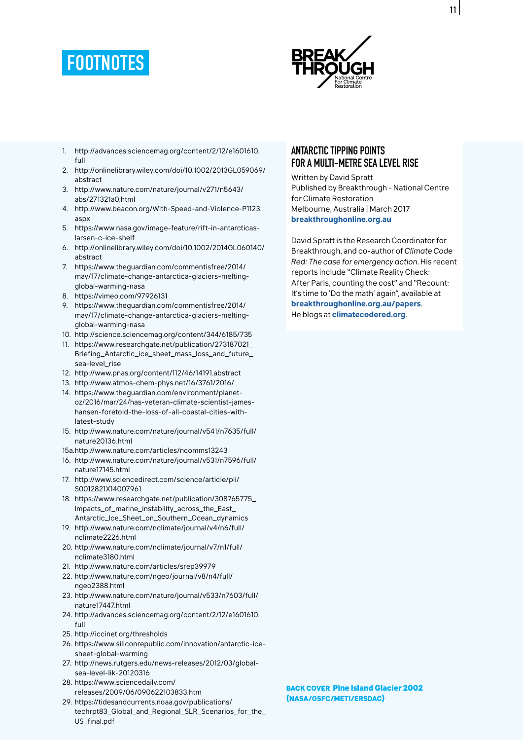# FOOTNOTES

1. http://advances.sciencemag.org/content/2/12/e1601610.full
2. http://onlinelibrary.wiley.com/doi/10.1002/2013GL059069/abstract
3. http://www.nature.com/nature/journal/v271/n5643/abs/271321a0.html
4. http://www.beacon.org/With-Speed-and-Violence-P1123.aspx
5. https://www.nasa.gov/image-feature/rift-in-antarcticas-larsen-c-ice-shelf
6. http://onlinelibrary.wiley.com/doi/10.1002/2014GL060140/abstract
7. https://www.theguardian.com/commentisfree/2014/may/17/climate-change-antarctica-glaciers-melting-global-warming-nasa
8. https://vimeo.com/97926131
9. https://www.theguardian.com/commentisfree/2014/may/17/climate-change-antarctica-glaciers-melting-global-warming-nasa
10. http://science.sciencemag.org/content/344/6185/735
11. https://www.researchgate.net/publication/273187021_Briefing_Antarctic_ice_sheet_mass_loss_and_future_sea-level_rise
12. http://www.pnas.org/content/112/46/14191.abstract
13. http://www.atmos-chem-phys.net/16/3761/2016/
14. https://www.theguardian.com/environment/planet-oz/2016/mar/24/has-veteran-climate-scientist-james-hansen-foretold-the-loss-of-all-coastal-cities-with-latest-study
15. http://www.nature.com/nature/journal/v541/n7635/full/nature20136.html

15a. http://www.nature.com/articles/ncomms13243

16. http://www.nature.com/nature/journal/v531/n7596/full/nature17145.html
17. http://www.sciencedirect.com/science/article/pii/S0012821X14007961
18. https://www.researchgate.net/publication/308765775_Impacts_of_marine_instability_across_the_East_Antarctic_Ice_Sheet_on_Southern_Ocean_dynamics
19. http://www.nature.com/nclimate/journal/v4/n6/full/nclimate2226.html
20. http://www.nature.com/nclimate/journal/v7/n1/full/nclimate3180.html
21. http://www.nature.com/articles/srep39979
22. http://www.nature.com/ngeo/journal/v8/n4/full/ngeo2388.html
23. http://www.nature.com/nature/journal/v533/n7603/full/nature17447.html
24. http://advances.sciencemag.org/content/2/12/e1601610.full
25. http://iccinet.org/thresholds
26. https://www.siliconrepublic.com/innovation/antarctic-ice-sheet-global-warming
27. http://news.rutgers.edu/news-releases/2012/03/global-sea-level-lik-20120316
28. https://www.sciencedaily.com/releases/2009/06/090622103833.htm
29. https://tidesandcurrents.noaa.gov/publications/techrpt83_Global_and_Regional_SLR_Scenarios_for_the_US_final.pdf

## ANTARCTIC TIPPING POINTS FOR A MULTI-METRE SEA LEVEL RISE

Written by David Spratt
Published by Breakthrough - National Centre for Climate Restoration
Melbourne, Australia | March 2017
**breakthroughonline.org.au**

David Spratt is the Research Coordinator for Breakthrough, and co-author of *Climate Code Red: The case for emergency action*. His recent reports include "Climate Reality Check: After Paris, counting the cost" and "Recount: It's time to 'Do the math' again", available at **breakthroughonline.org.au/papers**. He blogs at **climatecodered.org**.

**BACK COVER Pine Island Glacier 2002 (NASA/GSFC/METI/ERSDAC)**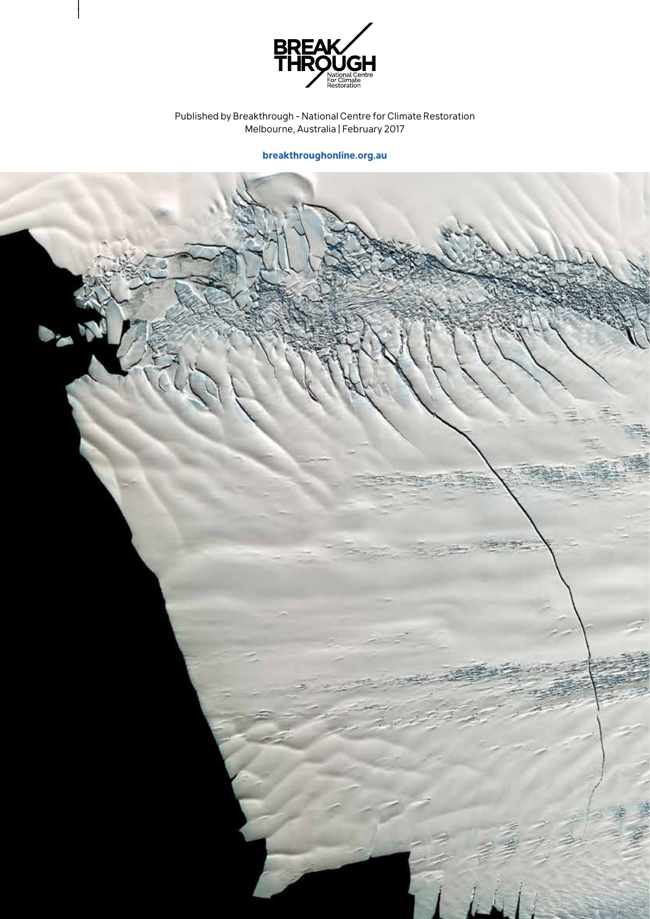BREAK THROUGH

National Centre For Climate Restoration

Published by Breakthrough - National Centre for Climate Restoration
Melbourne, Australia | February 2017

**breakthroughonline.org.au**